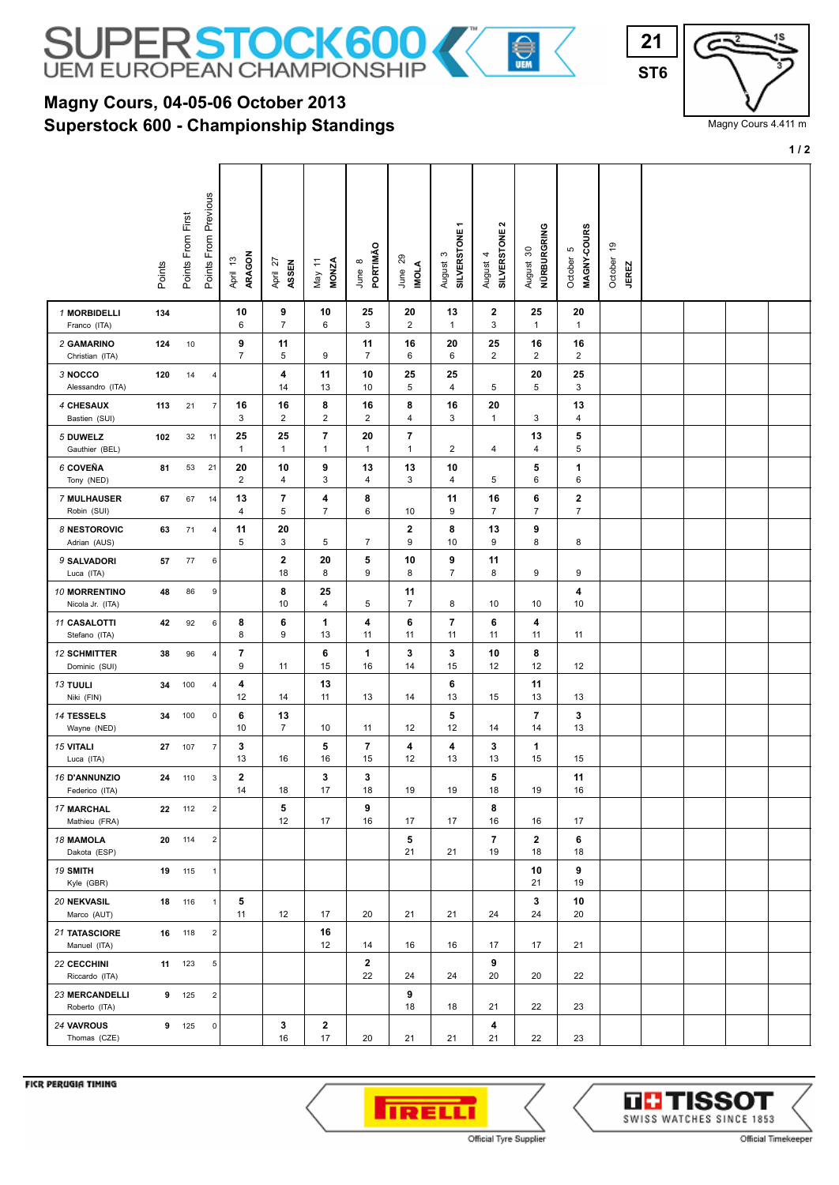# SUPERSTOCK 600 UEM EUROPEAN CHAMPIONSHIP

**21**
**ST6**

Magny Cours 4.411 m

## Magny Cours, 04-05-06 October 2013
## Superstock 600 - Championship Standings

Each race cell shows points (bold) / race position.

| Rider | Points | Points From First | Points From Previous | April 13 ARAGON | April 27 ASSEN | May 11 MONZA | June 8 PORTIMÃO | June 29 IMOLA | August 3 SILVERSTONE 1 | August 4 SILVERSTONE 2 | August 30 NÜRBURGRING | October 5 MAGNY-COURS | October 19 JEREZ |
|---|---|---|---|---|---|---|---|---|---|---|---|---|---|
| 1 **MORBIDELLI** Franco (ITA) | 134 | | | **10** / 6 | **9** / 7 | **10** / 6 | **25** / 3 | **20** / 2 | **13** / 1 | **2** / 3 | **25** / 1 | **20** / 1 | |
| 2 **GAMARINO** Christian (ITA) | 124 | 10 | | **9** / 7 | **11** / 5 | 9 | **11** / 7 | **16** / 6 | **20** / 6 | **25** / 2 | **16** / 2 | **16** / 2 | |
| 3 **NOCCO** Alessandro (ITA) | 120 | 14 | 4 | | **4** / 14 | **11** / 13 | **10** / 10 | **25** / 5 | **25** / 4 | 5 | **20** / 5 | **25** / 3 | |
| 4 **CHESAUX** Bastien (SUI) | 113 | 21 | 7 | **16** / 3 | **16** / 2 | **8** / 2 | **16** / 2 | **8** / 4 | **16** / 3 | **20** / 1 | 3 | **13** / 4 | |
| 5 **DUWELZ** Gauthier (BEL) | 102 | 32 | 11 | **25** / 1 | **25** / 1 | **7** / 1 | **20** / 1 | **7** / 1 | 2 | 4 | **13** / 4 | **5** / 5 | |
| 6 **COVEÑA** Tony (NED) | 81 | 53 | 21 | **20** / 2 | **10** / 4 | **9** / 3 | **13** / 4 | **13** / 3 | **10** / 4 | 5 | **5** / 6 | **1** / 6 | |
| 7 **MULHAUSER** Robin (SUI) | 67 | 67 | 14 | **13** / 4 | **7** / 5 | **4** / 7 | **8** / 6 | 10 | **11** / 9 | **16** / 7 | **6** / 7 | **2** / 7 | |
| 8 **NESTOROVIC** Adrian (AUS) | 63 | 71 | 4 | **11** / 5 | **20** / 3 | 5 | 7 | **2** / 9 | **8** / 10 | **13** / 9 | **9** / 8 | 8 | |
| 9 **SALVADORI** Luca (ITA) | 57 | 77 | 6 | | **2** / 18 | **20** / 8 | **5** / 9 | **10** / 8 | **9** / 7 | **11** / 8 | 9 | 9 | |
| 10 **MORRENTINO** Nicola Jr. (ITA) | 48 | 86 | 9 | | **8** / 10 | **25** / 4 | 5 | **11** / 7 | 8 | 10 | 10 | **4** / 10 | |
| 11 **CASALOTTI** Stefano (ITA) | 42 | 92 | 6 | **8** / 8 | **6** / 9 | **1** / 13 | **4** / 11 | **6** / 11 | **7** / 11 | **6** / 11 | **4** / 11 | 11 | |
| 12 **SCHMITTER** Dominic (SUI) | 38 | 96 | 4 | **7** / 9 | 11 | **6** / 15 | **1** / 16 | **3** / 14 | **3** / 15 | **10** / 12 | **8** / 12 | 12 | |
| 13 **TUULI** Niki (FIN) | 34 | 100 | 4 | **4** / 12 | 14 | **13** / 11 | 13 | 14 | **6** / 13 | 15 | **11** / 13 | 13 | |
| 14 **TESSELS** Wayne (NED) | 34 | 100 | 0 | **6** / 10 | **13** / 7 | 10 | 11 | 12 | **5** / 12 | 14 | **7** / 14 | **3** / 13 | |
| 15 **VITALI** Luca (ITA) | 27 | 107 | 7 | **3** / 13 | 16 | **5** / 16 | **7** / 15 | **4** / 12 | **4** / 13 | **3** / 13 | **1** / 15 | 15 | |
| 16 **D'ANNUNZIO** Federico (ITA) | 24 | 110 | 3 | **2** / 14 | 18 | **3** / 17 | **3** / 18 | 19 | 19 | **5** / 18 | 19 | **11** / 16 | |
| 17 **MARCHAL** Mathieu (FRA) | 22 | 112 | 2 | | **5** / 12 | 17 | **9** / 16 | 17 | 17 | **8** / 16 | 16 | 17 | |
| 18 **MAMOLA** Dakota (ESP) | 20 | 114 | 2 | | | | | **5** / 21 | 21 | **7** / 19 | **2** / 18 | **6** / 18 | |
| 19 **SMITH** Kyle (GBR) | 19 | 115 | 1 | | | | | | | | **10** / 21 | **9** / 19 | |
| 20 **NEKVASIL** Marco (AUT) | 18 | 116 | 1 | **5** / 11 | 12 | 17 | 20 | 21 | 21 | 24 | **3** / 24 | **10** / 20 | |
| 21 **TATASCIONE** Manuel (ITA) | 16 | 118 | 2 | | | **16** / 12 | 14 | 16 | 16 | 17 | 17 | 21 | |
| 22 **CECCHINI** Riccardo (ITA) | 11 | 123 | 5 | | | | **2** / 22 | 24 | 24 | **9** / 20 | 20 | 22 | |
| 23 **MERCANDELLI** Roberto (ITA) | 9 | 125 | 2 | | | | | **9** / 18 | 18 | 21 | 22 | 23 | |
| 24 **VAVROUS** Thomas (CZE) | 9 | 125 | 0 | | **3** / 16 | **2** / 17 | 20 | 21 | 21 | **4** / 21 | 22 | 23 | |

FICR PERUGIA TIMING

PIRELLI – Official Tyre Supplier

TISSOT SWISS WATCHES SINCE 1853 – Official Timekeeper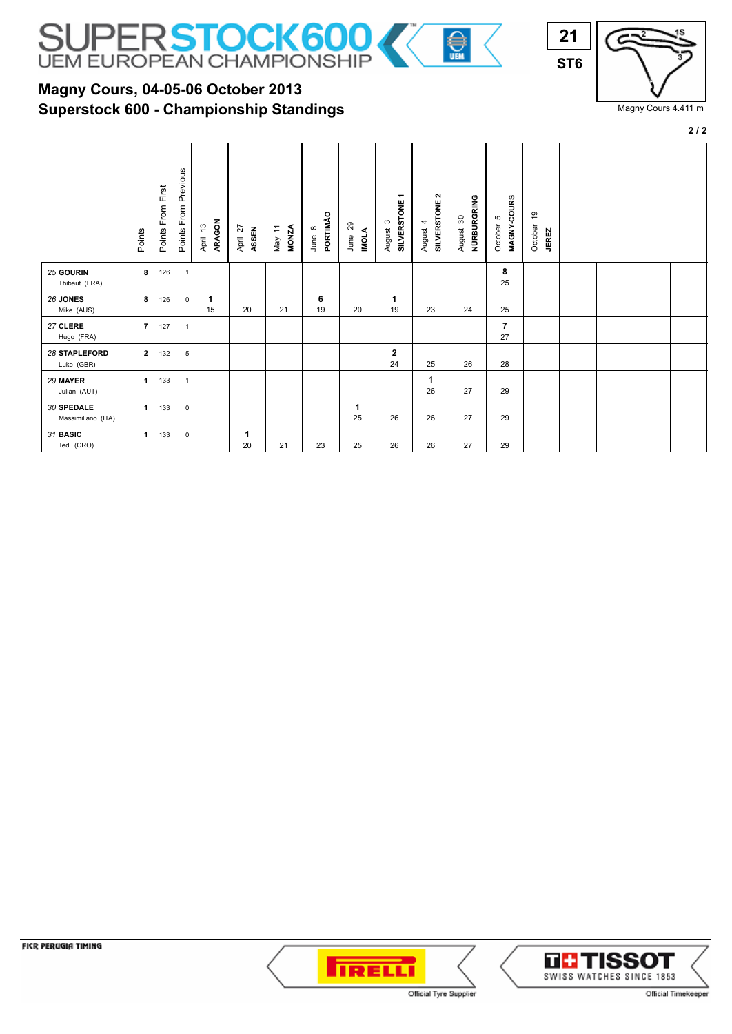# SUPERSTOCK600 UEM EUROPEAN CHAMPIONSHIP

21
ST6

Magny Cours 4.411 m

## Magny Cours, 04-05-06 October 2013
## Superstock 600 - Championship Standings

| | Points | Points From First | Points From Previous | April 13 ARAGON | April 27 ASSEN | May 11 MONZA | June 8 PORTIMÃO | June 29 IMOLA | August 3 SILVERSTONE 1 | August 4 SILVERSTONE 2 | August 30 NÜRBURGRING | October 5 MAGNY-COURS | October 19 JEREZ | | | | |
|---|---|---|---|---|---|---|---|---|---|---|---|---|---|---|---|---|---|
| *25* **GOURIN** Thibaut (FRA) | 8 | 126 | 1 | | | | | | | | | **8** 25 | | | | | |
| *26* **JONES** Mike (AUS) | 8 | 126 | 0 | **1** 15 | 20 | 21 | **6** 19 | 20 | **1** 19 | 23 | 24 | 25 | | | | | |
| *27* **CLERE** Hugo (FRA) | 7 | 127 | 1 | | | | | | | | | **7** 27 | | | | | |
| *28* **STAPLEFORD** Luke (GBR) | 2 | 132 | 5 | | | | | | **2** 24 | 25 | 26 | 28 | | | | | |
| *29* **MAYER** Julian (AUT) | 1 | 133 | 1 | | | | | | | **1** 26 | 27 | 29 | | | | | |
| *30* **SPEDALE** Massimiliano (ITA) | 1 | 133 | 0 | | | | | **1** 25 | 26 | 26 | 27 | 29 | | | | | |
| *31* **BASIC** Tedi (CRO) | 1 | 133 | 0 | | **1** 20 | 21 | 23 | 25 | 26 | 26 | 27 | 29 | | | | | |

FICR PERUGIA TIMING

PIRELLI Official Tyre Supplier

TISSOT SWISS WATCHES SINCE 1853 Official Timekeeper